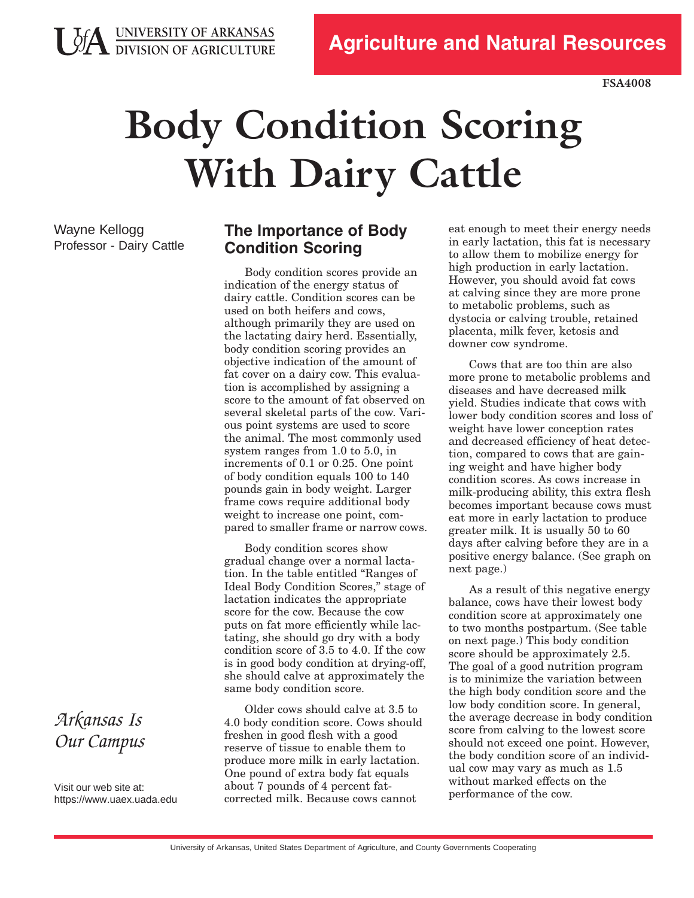UNIVERSITY OF ARKANSAS
DIVISION OF AGRICULTURE

**Agriculture and Natural Resources**

FSA4008

# Body Condition Scoring With Dairy Cattle

Wayne Kellogg
Professor - Dairy Cattle

*Arkansas Is Our Campus*

Visit our web site at:
https://www.uaex.uada.edu

## The Importance of Body Condition Scoring

Body condition scores provide an indication of the energy status of dairy cattle. Condition scores can be used on both heifers and cows, although primarily they are used on the lactating dairy herd. Essentially, body condition scoring provides an objective indication of the amount of fat cover on a dairy cow. This evaluation is accomplished by assigning a score to the amount of fat observed on several skeletal parts of the cow. Various point systems are used to score the animal. The most commonly used system ranges from 1.0 to 5.0, in increments of 0.1 or 0.25. One point of body condition equals 100 to 140 pounds gain in body weight. Larger frame cows require additional body weight to increase one point, compared to smaller frame or narrow cows.

Body condition scores show gradual change over a normal lactation. In the table entitled "Ranges of Ideal Body Condition Scores," stage of lactation indicates the appropriate score for the cow. Because the cow puts on fat more efficiently while lactating, she should go dry with a body condition score of 3.5 to 4.0. If the cow is in good body condition at drying-off, she should calve at approximately the same body condition score.

Older cows should calve at 3.5 to 4.0 body condition score. Cows should freshen in good flesh with a good reserve of tissue to enable them to produce more milk in early lactation. One pound of extra body fat equals about 7 pounds of 4 percent fat-corrected milk. Because cows cannot eat enough to meet their energy needs in early lactation, this fat is necessary to allow them to mobilize energy for high production in early lactation. However, you should avoid fat cows at calving since they are more prone to metabolic problems, such as dystocia or calving trouble, retained placenta, milk fever, ketosis and downer cow syndrome.

Cows that are too thin are also more prone to metabolic problems and diseases and have decreased milk yield. Studies indicate that cows with lower body condition scores and loss of weight have lower conception rates and decreased efficiency of heat detection, compared to cows that are gaining weight and have higher body condition scores. As cows increase in milk-producing ability, this extra flesh becomes important because cows must eat more in early lactation to produce greater milk. It is usually 50 to 60 days after calving before they are in a positive energy balance. (See graph on next page.)

As a result of this negative energy balance, cows have their lowest body condition score at approximately one to two months postpartum. (See table on next page.) This body condition score should be approximately 2.5. The goal of a good nutrition program is to minimize the variation between the high body condition score and the low body condition score. In general, the average decrease in body condition score from calving to the lowest score should not exceed one point. However, the body condition score of an individual cow may vary as much as 1.5 without marked effects on the performance of the cow.

University of Arkansas, United States Department of Agriculture, and County Governments Cooperating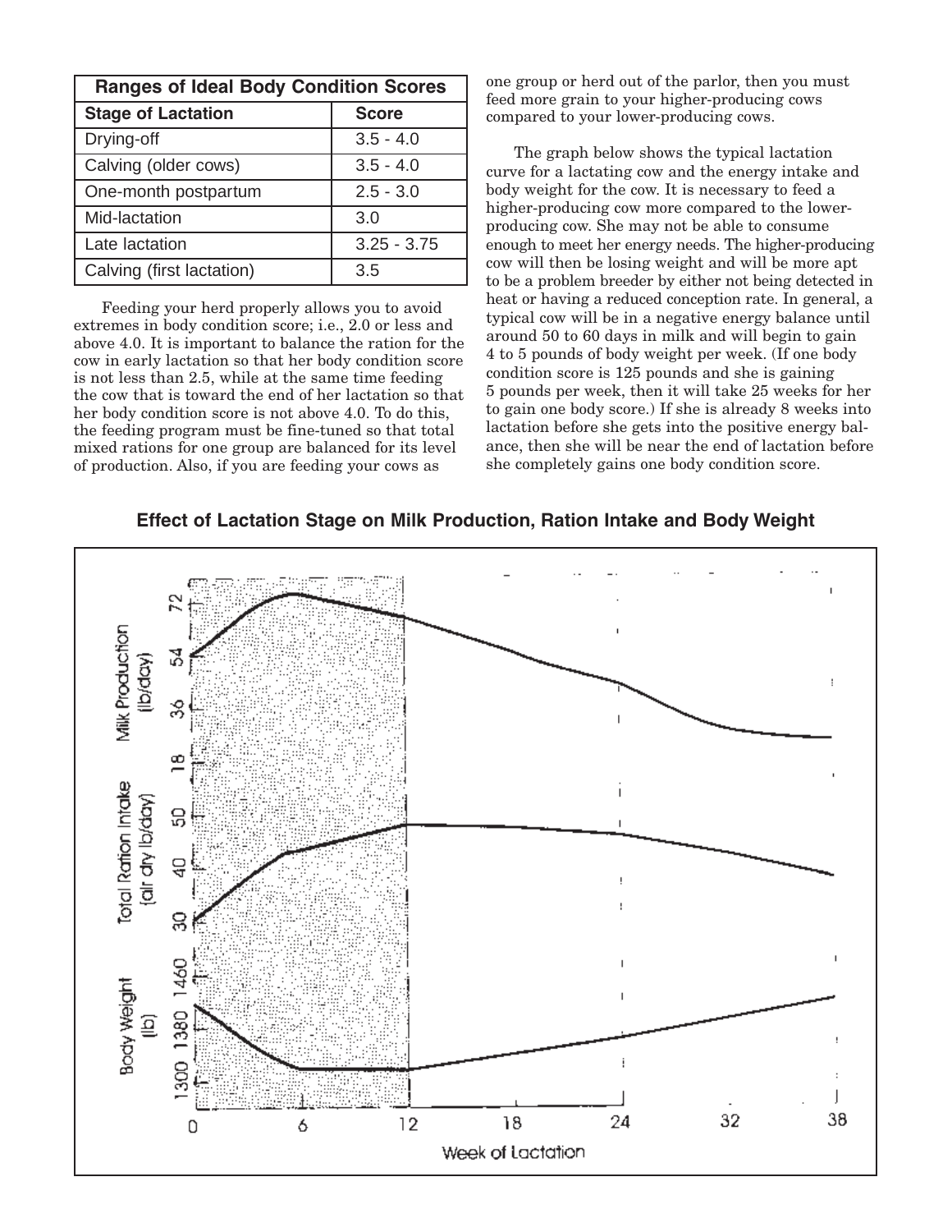| Ranges of Ideal Body Condition Scores | |
|---|---|
| **Stage of Lactation** | **Score** |
| Drying-off | 3.5 - 4.0 |
| Calving (older cows) | 3.5 - 4.0 |
| One-month postpartum | 2.5 - 3.0 |
| Mid-lactation | 3.0 |
| Late lactation | 3.25 - 3.75 |
| Calving (first lactation) | 3.5 |

Feeding your herd properly allows you to avoid extremes in body condition score; i.e., 2.0 or less and above 4.0. It is important to balance the ration for the cow in early lactation so that her body condition score is not less than 2.5, while at the same time feeding the cow that is toward the end of her lactation so that her body condition score is not above 4.0. To do this, the feeding program must be fine-tuned so that total mixed rations for one group are balanced for its level of production. Also, if you are feeding your cows as one group or herd out of the parlor, then you must feed more grain to your higher-producing cows compared to your lower-producing cows.

The graph below shows the typical lactation curve for a lactating cow and the energy intake and body weight for the cow. It is necessary to feed a higher-producing cow more compared to the lower-producing cow. She may not be able to consume enough to meet her energy needs. The higher-producing cow will then be losing weight and will be more apt to be a problem breeder by either not being detected in heat or having a reduced conception rate. In general, a typical cow will be in a negative energy balance until around 50 to 60 days in milk and will begin to gain 4 to 5 pounds of body weight per week. (If one body condition score is 125 pounds and she is gaining 5 pounds per week, then it will take 25 weeks for her to gain one body score.) If she is already 8 weeks into lactation before she gets into the positive energy balance, then she will be near the end of lactation before she completely gains one body condition score.

**Effect of Lactation Stage on Milk Production, Ration Intake and Body Weight**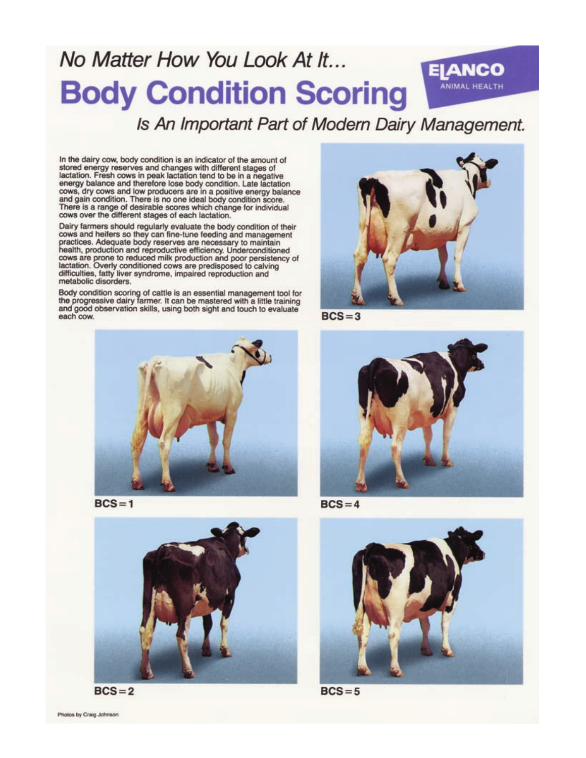# No Matter How You Look At It...

# Body Condition Scoring

ELANCO ANIMAL HEALTH

## *Is An Important Part of Modern Dairy Management.*

In the dairy cow, body condition is an indicator of the amount of stored energy reserves and changes with different stages of lactation. Fresh cows in peak lactation tend to be in a negative energy balance and therefore lose body condition. Late lactation cows, dry cows and low producers are in a positive energy balance and gain condition. There is no one ideal body condition score. There is a range of desirable scores which change for individual cows over the different stages of each lactation.

Dairy farmers should regularly evaluate the body condition of their cows and heifers so they can fine-tune feeding and management practices. Adequate body reserves are necessary to maintain health, production and reproductive efficiency. Underconditioned cows are prone to reduced milk production and poor persistency of lactation. Overly conditioned cows are predisposed to calving difficulties, fatty liver syndrome, impaired reproduction and metabolic disorders.

Body condition scoring of cattle is an essential management tool for the progressive dairy farmer. It can be mastered with a little training and good observation skills, using both sight and touch to evaluate each cow.

BCS = 3

BCS = 1

BCS = 4

BCS = 2

BCS = 5

Photos by Craig Johnson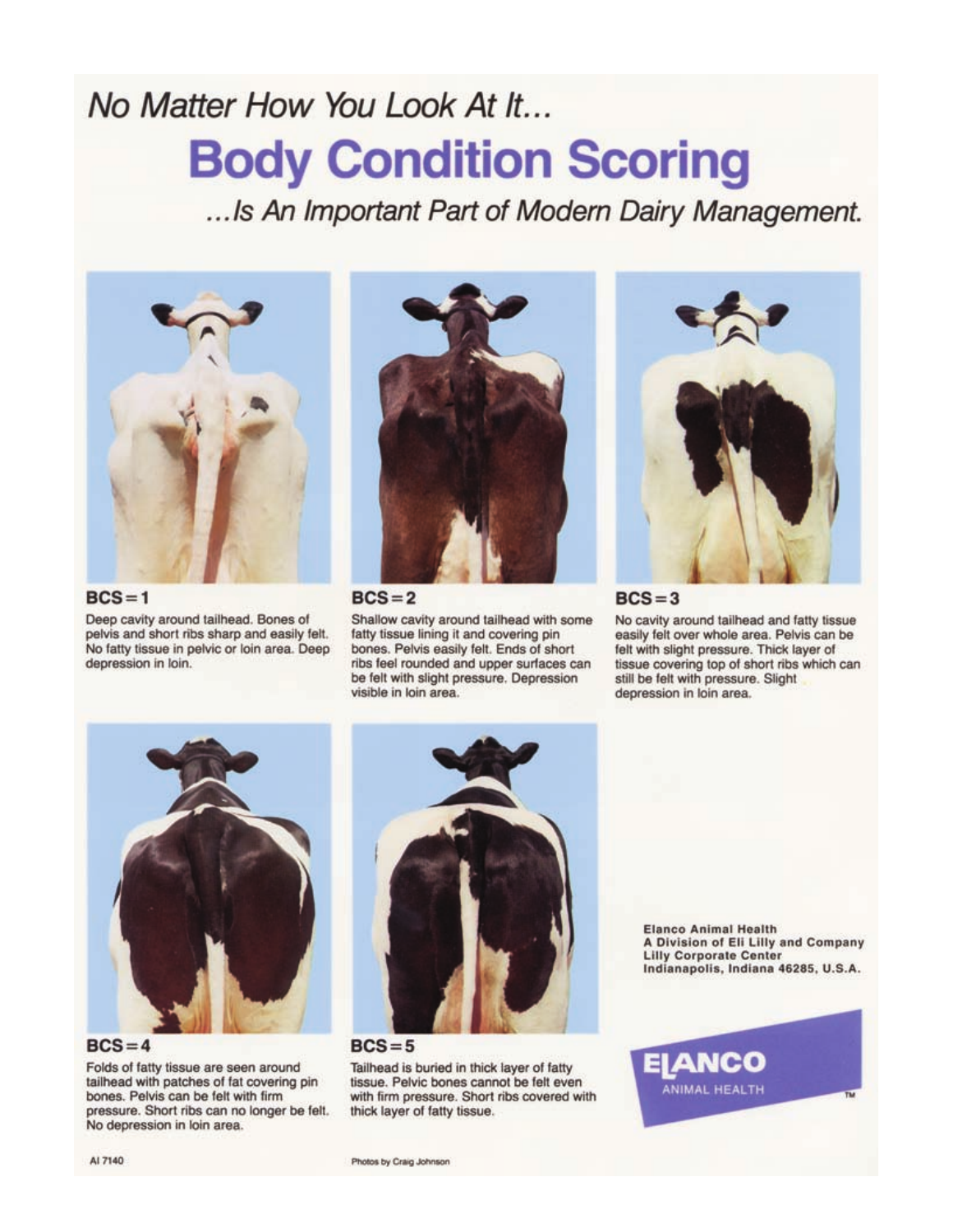*No Matter How You Look At It...*

# Body Condition Scoring

*...Is An Important Part of Modern Dairy Management.*

**BCS = 1**

Deep cavity around tailhead. Bones of pelvis and short ribs sharp and easily felt. No fatty tissue in pelvic or loin area. Deep depression in loin.

**BCS = 2**

Shallow cavity around tailhead with some fatty tissue lining it and covering pin bones. Pelvis easily felt. Ends of short ribs feel rounded and upper surfaces can be felt with slight pressure. Depression visible in loin area.

**BCS = 3**

No cavity around tailhead and fatty tissue easily felt over whole area. Pelvis can be felt with slight pressure. Thick layer of tissue covering top of short ribs which can still be felt with pressure. Slight depression in loin area.

**BCS = 4**

Folds of fatty tissue are seen around tailhead with patches of fat covering pin bones. Pelvis can be felt with firm pressure. Short ribs can no longer be felt. No depression in loin area.

**BCS = 5**

Tailhead is buried in thick layer of fatty tissue. Pelvic bones cannot be felt even with firm pressure. Short ribs covered with thick layer of fatty tissue.

**Elanco Animal Health**
**A Division of Eli Lilly and Company**
**Lilly Corporate Center**
**Indianapolis, Indiana 46285, U.S.A.**

ELANCO ANIMAL HEALTH ™

AI 7140

Photos by Craig Johnson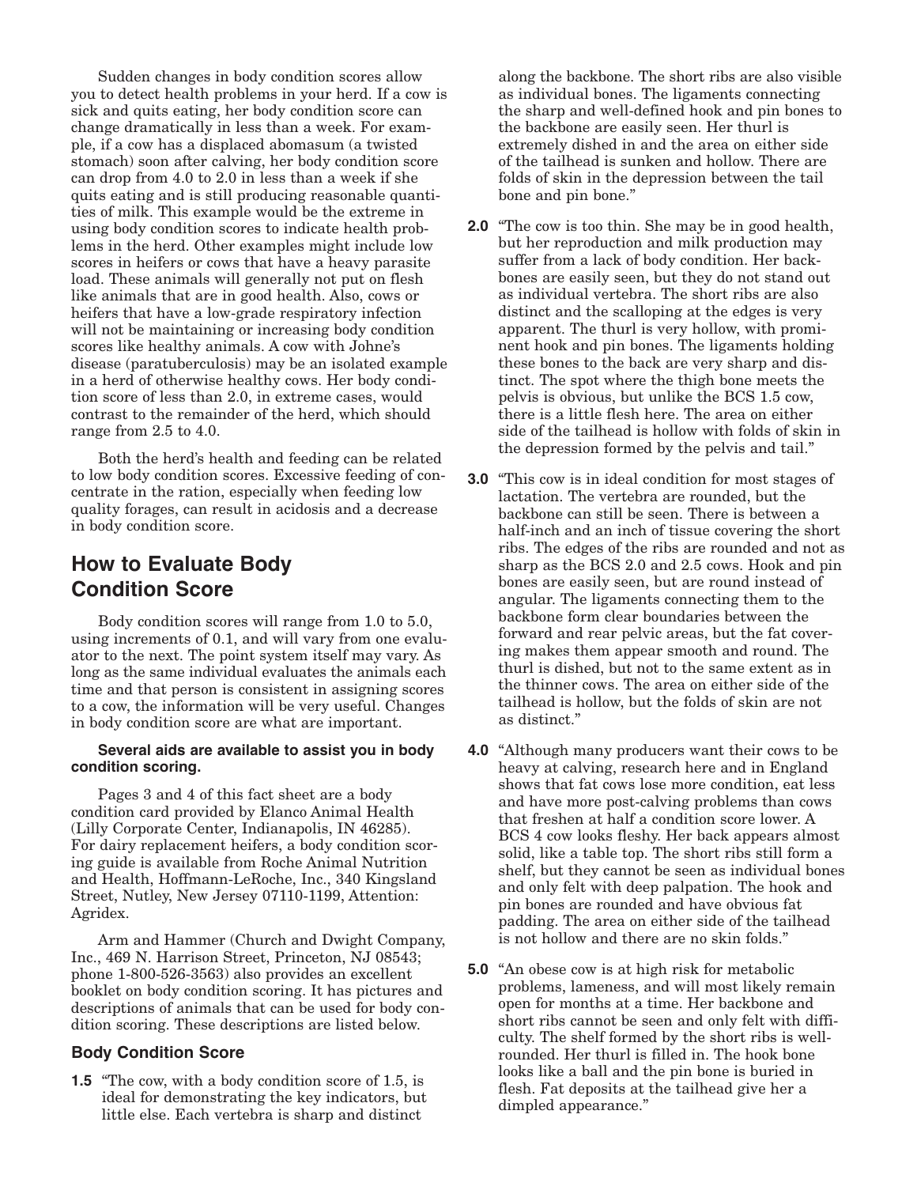Sudden changes in body condition scores allow you to detect health problems in your herd. If a cow is sick and quits eating, her body condition score can change dramatically in less than a week. For example, if a cow has a displaced abomasum (a twisted stomach) soon after calving, her body condition score can drop from 4.0 to 2.0 in less than a week if she quits eating and is still producing reasonable quantities of milk. This example would be the extreme in using body condition scores to indicate health problems in the herd. Other examples might include low scores in heifers or cows that have a heavy parasite load. These animals will generally not put on flesh like animals that are in good health. Also, cows or heifers that have a low-grade respiratory infection will not be maintaining or increasing body condition scores like healthy animals. A cow with Johne's disease (paratuberculosis) may be an isolated example in a herd of otherwise healthy cows. Her body condition score of less than 2.0, in extreme cases, would contrast to the remainder of the herd, which should range from 2.5 to 4.0.

Both the herd's health and feeding can be related to low body condition scores. Excessive feeding of concentrate in the ration, especially when feeding low quality forages, can result in acidosis and a decrease in body condition score.

## How to Evaluate Body Condition Score

Body condition scores will range from 1.0 to 5.0, using increments of 0.1, and will vary from one evaluator to the next. The point system itself may vary. As long as the same individual evaluates the animals each time and that person is consistent in assigning scores to a cow, the information will be very useful. Changes in body condition score are what are important.

**Several aids are available to assist you in body condition scoring.**

Pages 3 and 4 of this fact sheet are a body condition card provided by Elanco Animal Health (Lilly Corporate Center, Indianapolis, IN 46285). For dairy replacement heifers, a body condition scoring guide is available from Roche Animal Nutrition and Health, Hoffmann-LeRoche, Inc., 340 Kingsland Street, Nutley, New Jersey 07110-1199, Attention: Agridex.

Arm and Hammer (Church and Dwight Company, Inc., 469 N. Harrison Street, Princeton, NJ 08543; phone 1-800-526-3563) also provides an excellent booklet on body condition scoring. It has pictures and descriptions of animals that can be used for body condition scoring. These descriptions are listed below.

### Body Condition Score

**1.5** "The cow, with a body condition score of 1.5, is ideal for demonstrating the key indicators, but little else. Each vertebra is sharp and distinct along the backbone. The short ribs are also visible as individual bones. The ligaments connecting the sharp and well-defined hook and pin bones to the backbone are easily seen. Her thurl is extremely dished in and the area on either side of the tailhead is sunken and hollow. There are folds of skin in the depression between the tail bone and pin bone."

**2.0** "The cow is too thin. She may be in good health, but her reproduction and milk production may suffer from a lack of body condition. Her backbones are easily seen, but they do not stand out as individual vertebra. The short ribs are also distinct and the scalloping at the edges is very apparent. The thurl is very hollow, with prominent hook and pin bones. The ligaments holding these bones to the back are very sharp and distinct. The spot where the thigh bone meets the pelvis is obvious, but unlike the BCS 1.5 cow, there is a little flesh here. The area on either side of the tailhead is hollow with folds of skin in the depression formed by the pelvis and tail."

**3.0** "This cow is in ideal condition for most stages of lactation. The vertebra are rounded, but the backbone can still be seen. There is between a half-inch and an inch of tissue covering the short ribs. The edges of the ribs are rounded and not as sharp as the BCS 2.0 and 2.5 cows. Hook and pin bones are easily seen, but are round instead of angular. The ligaments connecting them to the backbone form clear boundaries between the forward and rear pelvic areas, but the fat covering makes them appear smooth and round. The thurl is dished, but not to the same extent as in the thinner cows. The area on either side of the tailhead is hollow, but the folds of skin are not as distinct."

**4.0** "Although many producers want their cows to be heavy at calving, research here and in England shows that fat cows lose more condition, eat less and have more post-calving problems than cows that freshen at half a condition score lower. A BCS 4 cow looks fleshy. Her back appears almost solid, like a table top. The short ribs still form a shelf, but they cannot be seen as individual bones and only felt with deep palpation. The hook and pin bones are rounded and have obvious fat padding. The area on either side of the tailhead is not hollow and there are no skin folds."

**5.0** "An obese cow is at high risk for metabolic problems, lameness, and will most likely remain open for months at a time. Her backbone and short ribs cannot be seen and only felt with difficulty. The shelf formed by the short ribs is well-rounded. Her thurl is filled in. The hook bone looks like a ball and the pin bone is buried in flesh. Fat deposits at the tailhead give her a dimpled appearance."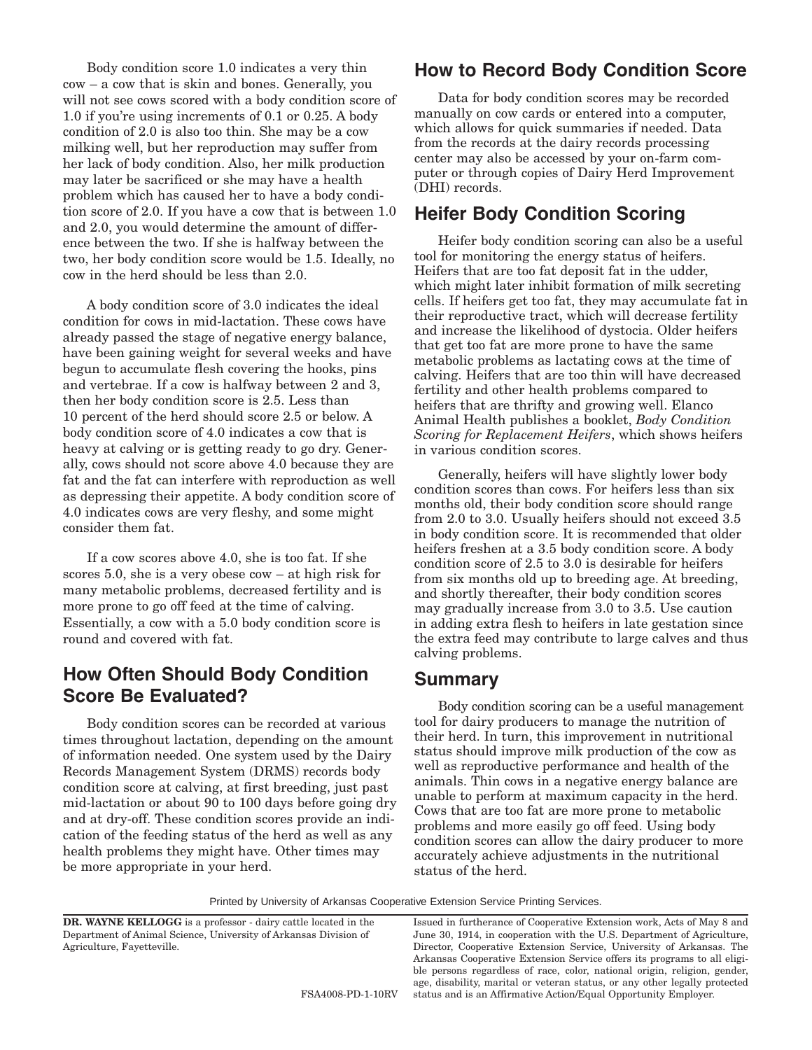Body condition score 1.0 indicates a very thin cow – a cow that is skin and bones. Generally, you will not see cows scored with a body condition score of 1.0 if you're using increments of 0.1 or 0.25. A body condition of 2.0 is also too thin. She may be a cow milking well, but her reproduction may suffer from her lack of body condition. Also, her milk production may later be sacrificed or she may have a health problem which has caused her to have a body condition score of 2.0. If you have a cow that is between 1.0 and 2.0, you would determine the amount of difference between the two. If she is halfway between the two, her body condition score would be 1.5. Ideally, no cow in the herd should be less than 2.0.

A body condition score of 3.0 indicates the ideal condition for cows in mid-lactation. These cows have already passed the stage of negative energy balance, have been gaining weight for several weeks and have begun to accumulate flesh covering the hooks, pins and vertebrae. If a cow is halfway between 2 and 3, then her body condition score is 2.5. Less than 10 percent of the herd should score 2.5 or below. A body condition score of 4.0 indicates a cow that is heavy at calving or is getting ready to go dry. Generally, cows should not score above 4.0 because they are fat and the fat can interfere with reproduction as well as depressing their appetite. A body condition score of 4.0 indicates cows are very fleshy, and some might consider them fat.

If a cow scores above 4.0, she is too fat. If she scores 5.0, she is a very obese cow – at high risk for many metabolic problems, decreased fertility and is more prone to go off feed at the time of calving. Essentially, a cow with a 5.0 body condition score is round and covered with fat.

## How Often Should Body Condition Score Be Evaluated?

Body condition scores can be recorded at various times throughout lactation, depending on the amount of information needed. One system used by the Dairy Records Management System (DRMS) records body condition score at calving, at first breeding, just past mid-lactation or about 90 to 100 days before going dry and at dry-off. These condition scores provide an indication of the feeding status of the herd as well as any health problems they might have. Other times may be more appropriate in your herd.

## How to Record Body Condition Score

Data for body condition scores may be recorded manually on cow cards or entered into a computer, which allows for quick summaries if needed. Data from the records at the dairy records processing center may also be accessed by your on-farm computer or through copies of Dairy Herd Improvement (DHI) records.

## Heifer Body Condition Scoring

Heifer body condition scoring can also be a useful tool for monitoring the energy status of heifers. Heifers that are too fat deposit fat in the udder, which might later inhibit formation of milk secreting cells. If heifers get too fat, they may accumulate fat in their reproductive tract, which will decrease fertility and increase the likelihood of dystocia. Older heifers that get too fat are more prone to have the same metabolic problems as lactating cows at the time of calving. Heifers that are too thin will have decreased fertility and other health problems compared to heifers that are thrifty and growing well. Elanco Animal Health publishes a booklet, *Body Condition Scoring for Replacement Heifers*, which shows heifers in various condition scores.

Generally, heifers will have slightly lower body condition scores than cows. For heifers less than six months old, their body condition score should range from 2.0 to 3.0. Usually heifers should not exceed 3.5 in body condition score. It is recommended that older heifers freshen at a 3.5 body condition score. A body condition score of 2.5 to 3.0 is desirable for heifers from six months old up to breeding age. At breeding, and shortly thereafter, their body condition scores may gradually increase from 3.0 to 3.5. Use caution in adding extra flesh to heifers in late gestation since the extra feed may contribute to large calves and thus calving problems.

## Summary

Body condition scoring can be a useful management tool for dairy producers to manage the nutrition of their herd. In turn, this improvement in nutritional status should improve milk production of the cow as well as reproductive performance and health of the animals. Thin cows in a negative energy balance are unable to perform at maximum capacity in the herd. Cows that are too fat are more prone to metabolic problems and more easily go off feed. Using body condition scores can allow the dairy producer to more accurately achieve adjustments in the nutritional status of the herd.

Printed by University of Arkansas Cooperative Extension Service Printing Services.

**DR. WAYNE KELLOGG** is a professor - dairy cattle located in the Department of Animal Science, University of Arkansas Division of Agriculture, Fayetteville.

FSA4008-PD-1-10RV

Issued in furtherance of Cooperative Extension work, Acts of May 8 and June 30, 1914, in cooperation with the U.S. Department of Agriculture, Director, Cooperative Extension Service, University of Arkansas. The Arkansas Cooperative Extension Service offers its programs to all eligible persons regardless of race, color, national origin, religion, gender, age, disability, marital or veteran status, or any other legally protected status and is an Affirmative Action/Equal Opportunity Employer.